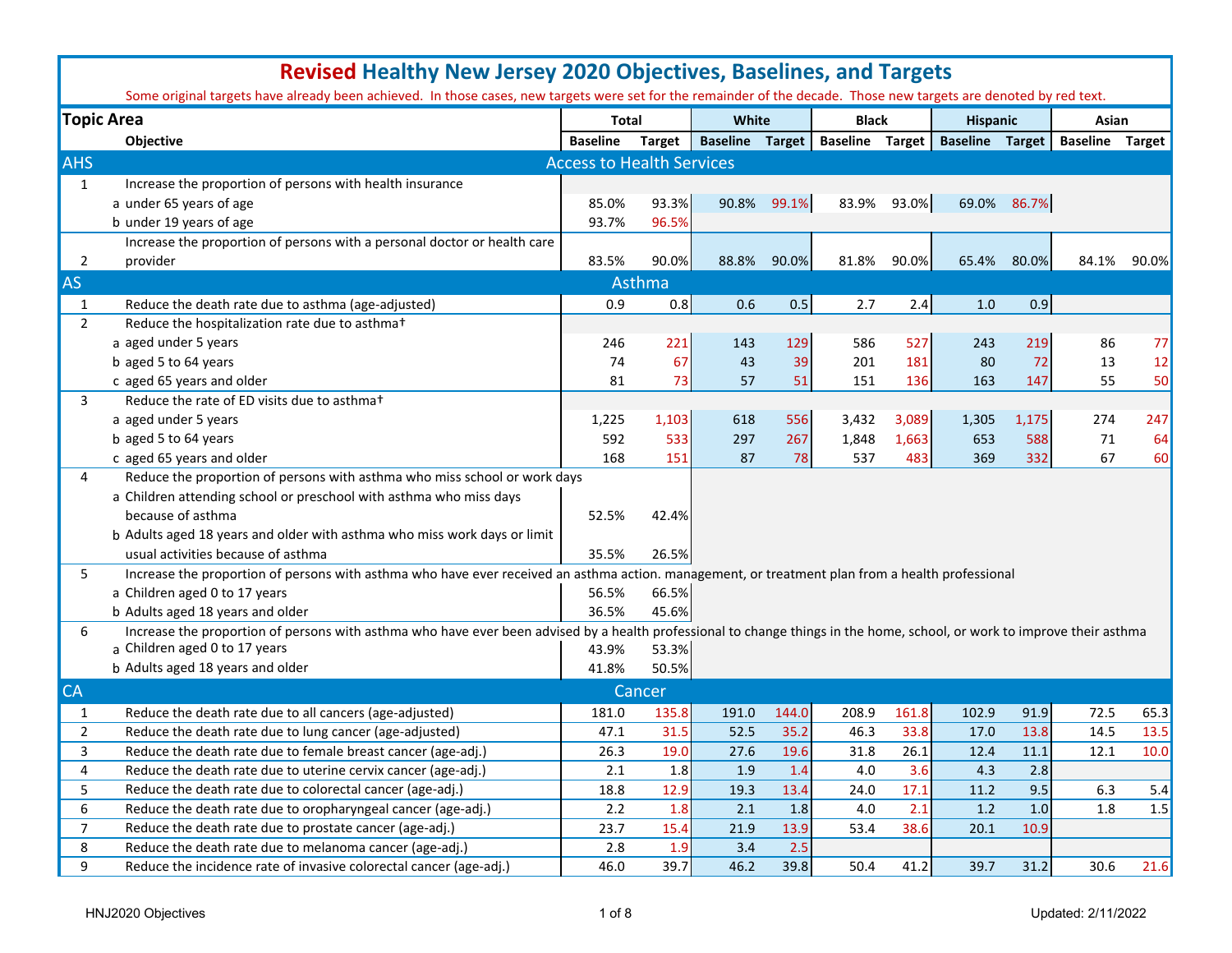# Revised Healthy New Jersey 2020 Objectives, Baselines, and Targets

Some original targets have already been achieved. In those cases, new targets were set for the remainder of the decade. Those new targets are denoted by red text.

| Topic Area | | Objective | Total | | White | | Black | | Hispanic | | Asian | |
|---|---|---|---|---|---|---|---|---|---|---|---|---|
| | | | Baseline | Target | Baseline | Target | Baseline | Target | Baseline | Target | Baseline | Target |
| **AHS** | | **Access to Health Services** | | | | | | | | | | |
| 1 | | Increase the proportion of persons with health insurance | | | | | | | | | | |
| | a | under 65 years of age | 85.0% | 93.3% | 90.8% | 99.1% | 83.9% | 93.0% | 69.0% | 86.7% | | |
| | b | under 19 years of age | 93.7% | 96.5% | | | | | | | | |
| 2 | | Increase the proportion of persons with a personal doctor or health care provider | 83.5% | 90.0% | 88.8% | 90.0% | 81.8% | 90.0% | 65.4% | 80.0% | 84.1% | 90.0% |
| **AS** | | **Asthma** | | | | | | | | | | |
| 1 | | Reduce the death rate due to asthma (age-adjusted) | 0.9 | 0.8 | 0.6 | 0.5 | 2.7 | 2.4 | 1.0 | 0.9 | | |
| 2 | | Reduce the hospitalization rate due to asthma† | | | | | | | | | | |
| | a | aged under 5 years | 246 | 221 | 143 | 129 | 586 | 527 | 243 | 219 | 86 | 77 |
| | b | aged 5 to 64 years | 74 | 67 | 43 | 39 | 201 | 181 | 80 | 72 | 13 | 12 |
| | c | aged 65 years and older | 81 | 73 | 57 | 51 | 151 | 136 | 163 | 147 | 55 | 50 |
| 3 | | Reduce the rate of ED visits due to asthma† | | | | | | | | | | |
| | a | aged under 5 years | 1,225 | 1,103 | 618 | 556 | 3,432 | 3,089 | 1,305 | 1,175 | 274 | 247 |
| | b | aged 5 to 64 years | 592 | 533 | 297 | 267 | 1,848 | 1,663 | 653 | 588 | 71 | 64 |
| | c | aged 65 years and older | 168 | 151 | 87 | 78 | 537 | 483 | 369 | 332 | 67 | 60 |
| 4 | | Reduce the proportion of persons with asthma who miss school or work days | | | | | | | | | | |
| | a | Children attending school or preschool with asthma who miss days because of asthma | 52.5% | 42.4% | | | | | | | | |
| | b | Adults aged 18 years and older with asthma who miss work days or limit usual activities because of asthma | 35.5% | 26.5% | | | | | | | | |
| 5 | | Increase the proportion of persons with asthma who have ever received an asthma action. management, or treatment plan from a health professional | | | | | | | | | | |
| | a | Children aged 0 to 17 years | 56.5% | 66.5% | | | | | | | | |
| | b | Adults aged 18 years and older | 36.5% | 45.6% | | | | | | | | |
| 6 | | Increase the proportion of persons with asthma who have ever been advised by a health professional to change things in the home, school, or work to improve their asthma | | | | | | | | | | |
| | a | Children aged 0 to 17 years | 43.9% | 53.3% | | | | | | | | |
| | b | Adults aged 18 years and older | 41.8% | 50.5% | | | | | | | | |
| **CA** | | **Cancer** | | | | | | | | | | |
| 1 | | Reduce the death rate due to all cancers (age-adjusted) | 181.0 | 135.8 | 191.0 | 144.0 | 208.9 | 161.8 | 102.9 | 91.9 | 72.5 | 65.3 |
| 2 | | Reduce the death rate due to lung cancer (age-adjusted) | 47.1 | 31.5 | 52.5 | 35.2 | 46.3 | 33.8 | 17.0 | 13.8 | 14.5 | 13.5 |
| 3 | | Reduce the death rate due to female breast cancer (age-adj.) | 26.3 | 19.0 | 27.6 | 19.6 | 31.8 | 26.1 | 12.4 | 11.1 | 12.1 | 10.0 |
| 4 | | Reduce the death rate due to uterine cervix cancer (age-adj.) | 2.1 | 1.8 | 1.9 | 1.4 | 4.0 | 3.6 | 4.3 | 2.8 | | |
| 5 | | Reduce the death rate due to colorectal cancer (age-adj.) | 18.8 | 12.9 | 19.3 | 13.4 | 24.0 | 17.1 | 11.2 | 9.5 | 6.3 | 5.4 |
| 6 | | Reduce the death rate due to oropharyngeal cancer (age-adj.) | 2.2 | 1.8 | 2.1 | 1.8 | 4.0 | 2.1 | 1.2 | 1.0 | 1.8 | 1.5 |
| 7 | | Reduce the death rate due to prostate cancer (age-adj.) | 23.7 | 15.4 | 21.9 | 13.9 | 53.4 | 38.6 | 20.1 | 10.9 | | |
| 8 | | Reduce the death rate due to melanoma cancer (age-adj.) | 2.8 | 1.9 | 3.4 | 2.5 | | | | | | |
| 9 | | Reduce the incidence rate of invasive colorectal cancer (age-adj.) | 46.0 | 39.7 | 46.2 | 39.8 | 50.4 | 41.2 | 39.7 | 31.2 | 30.6 | 21.6 |

HNJ2020 Objectives

Updated: 2/11/2022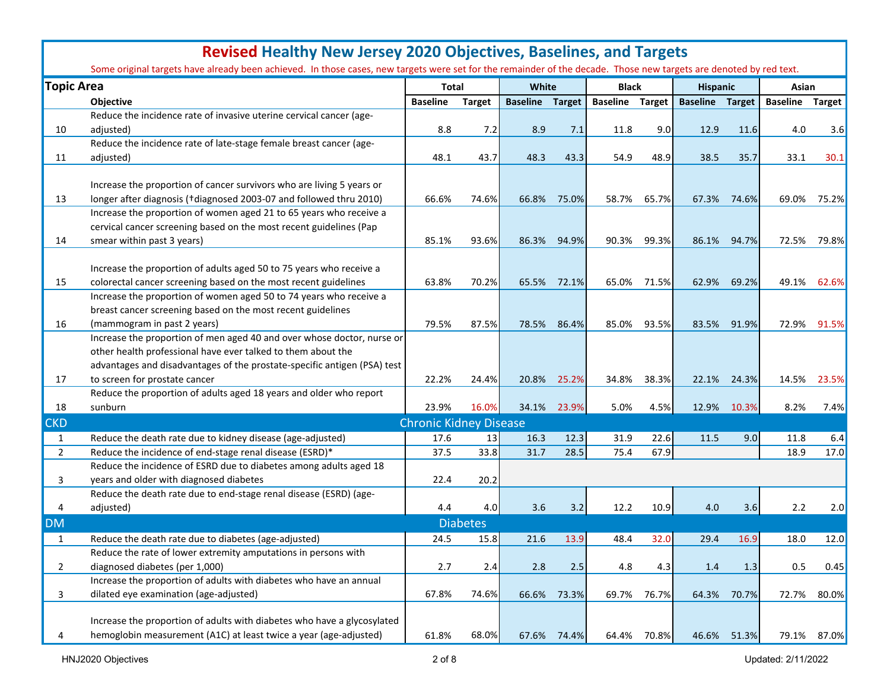# Revised Healthy New Jersey 2020 Objectives, Baselines, and Targets

Some original targets have already been achieved. In those cases, new targets were set for the remainder of the decade. Those new targets are denoted by red text.

| Topic Area | | Total | | White | | Black | | Hispanic | | Asian | |
|---|---|---|---|---|---|---|---|---|---|---|---|
| | Objective | Baseline | Target | Baseline | Target | Baseline | Target | Baseline | Target | Baseline | Target |
| 10 | Reduce the incidence rate of invasive uterine cervical cancer (age-adjusted) | 8.8 | 7.2 | 8.9 | 7.1 | 11.8 | 9.0 | 12.9 | 11.6 | 4.0 | 3.6 |
| 11 | Reduce the incidence rate of late-stage female breast cancer (age-adjusted) | 48.1 | 43.7 | 48.3 | 43.3 | 54.9 | 48.9 | 38.5 | 35.7 | 33.1 | 30.1 |
| 13 | Increase the proportion of cancer survivors who are living 5 years or longer after diagnosis (†diagnosed 2003-07 and followed thru 2010) | 66.6% | 74.6% | 66.8% | 75.0% | 58.7% | 65.7% | 67.3% | 74.6% | 69.0% | 75.2% |
| 14 | Increase the proportion of women aged 21 to 65 years who receive a cervical cancer screening based on the most recent guidelines (Pap smear within past 3 years) | 85.1% | 93.6% | 86.3% | 94.9% | 90.3% | 99.3% | 86.1% | 94.7% | 72.5% | 79.8% |
| 15 | Increase the proportion of adults aged 50 to 75 years who receive a colorectal cancer screening based on the most recent guidelines | 63.8% | 70.2% | 65.5% | 72.1% | 65.0% | 71.5% | 62.9% | 69.2% | 49.1% | 62.6% |
| 16 | Increase the proportion of women aged 50 to 74 years who receive a breast cancer screening based on the most recent guidelines (mammogram in past 2 years) | 79.5% | 87.5% | 78.5% | 86.4% | 85.0% | 93.5% | 83.5% | 91.9% | 72.9% | 91.5% |
| 17 | Increase the proportion of men aged 40 and over whose doctor, nurse or other health professional have ever talked to them about the advantages and disadvantages of the prostate-specific antigen (PSA) test to screen for prostate cancer | 22.2% | 24.4% | 20.8% | 25.2% | 34.8% | 38.3% | 22.1% | 24.3% | 14.5% | 23.5% |
| 18 | Reduce the proportion of adults aged 18 years and older who report sunburn | 23.9% | 16.0% | 34.1% | 23.9% | 5.0% | 4.5% | 12.9% | 10.3% | 8.2% | 7.4% |
| **CKD** | **Chronic Kidney Disease** | | | | | | | | | | |
| 1 | Reduce the death rate due to kidney disease (age-adjusted) | 17.6 | 13 | 16.3 | 12.3 | 31.9 | 22.6 | 11.5 | 9.0 | 11.8 | 6.4 |
| 2 | Reduce the incidence of end-stage renal disease (ESRD)* | 37.5 | 33.8 | 31.7 | 28.5 | 75.4 | 67.9 | | | 18.9 | 17.0 |
| 3 | Reduce the incidence of ESRD due to diabetes among adults aged 18 years and older with diagnosed diabetes | 22.4 | 20.2 | | | | | | | | |
| 4 | Reduce the death rate due to end-stage renal disease (ESRD) (age-adjusted) | 4.4 | 4.0 | 3.6 | 3.2 | 12.2 | 10.9 | 4.0 | 3.6 | 2.2 | 2.0 |
| **DM** | **Diabetes** | | | | | | | | | | |
| 1 | Reduce the death rate due to diabetes (age-adjusted) | 24.5 | 15.8 | 21.6 | 13.9 | 48.4 | 32.0 | 29.4 | 16.9 | 18.0 | 12.0 |
| 2 | Reduce the rate of lower extremity amputations in persons with diagnosed diabetes (per 1,000) | 2.7 | 2.4 | 2.8 | 2.5 | 4.8 | 4.3 | 1.4 | 1.3 | 0.5 | 0.45 |
| 3 | Increase the proportion of adults with diabetes who have an annual dilated eye examination (age-adjusted) | 67.8% | 74.6% | 66.6% | 73.3% | 69.7% | 76.7% | 64.3% | 70.7% | 72.7% | 80.0% |
| 4 | Increase the proportion of adults with diabetes who have a glycosylated hemoglobin measurement (A1C) at least twice a year (age-adjusted) | 61.8% | 68.0% | 67.6% | 74.4% | 64.4% | 70.8% | 46.6% | 51.3% | 79.1% | 87.0% |

HNJ2020 Objectives — Updated: 2/11/2022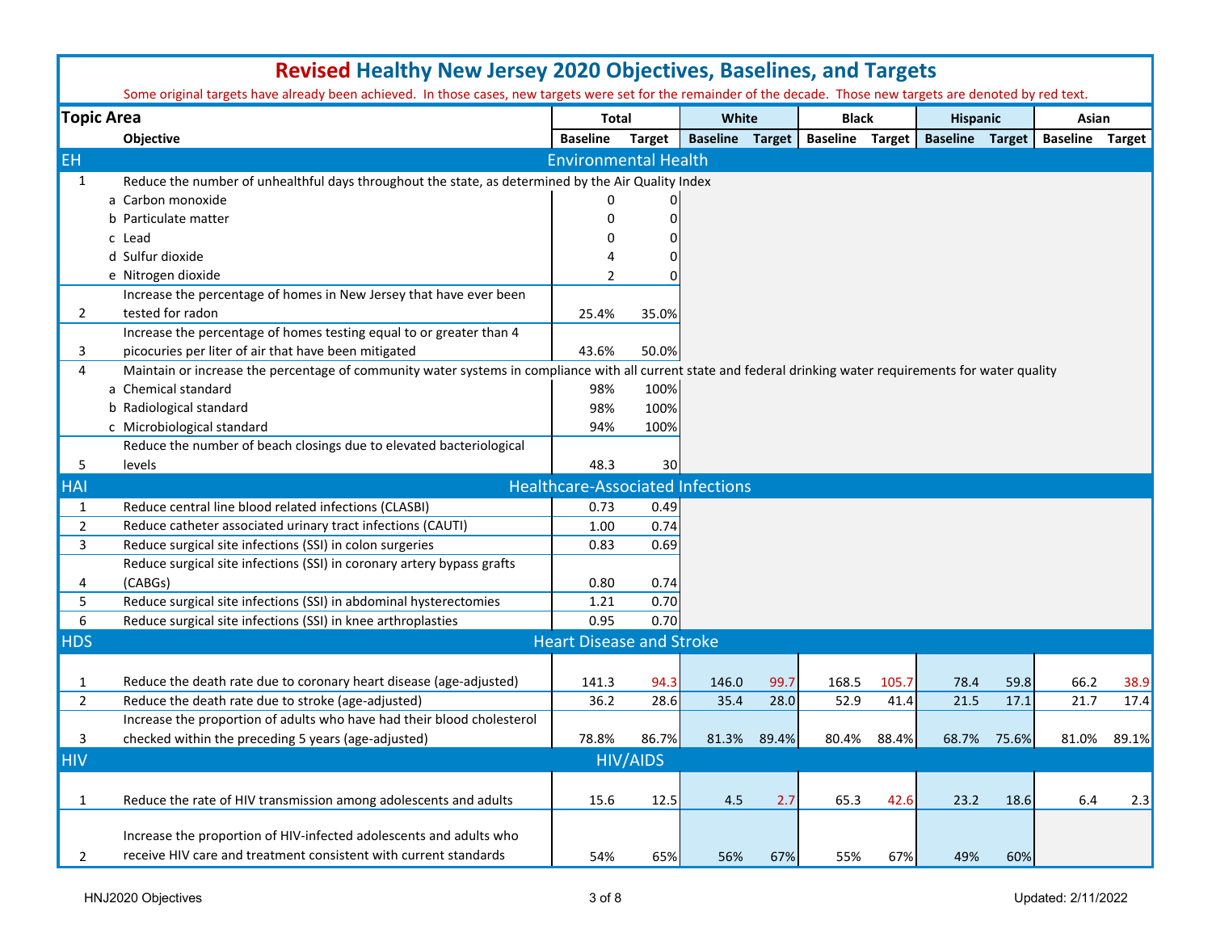# Revised Healthy New Jersey 2020 Objectives, Baselines, and Targets

Some original targets have already been achieved. In those cases, new targets were set for the remainder of the decade. Those new targets are denoted by red text.

| Topic Area | | Objective | Total | | White | | Black | | Hispanic | | Asian | |
|---|---|---|---|---|---|---|---|---|---|---|---|---|
| | | | Baseline | Target | Baseline | Target | Baseline | Target | Baseline | Target | Baseline | Target |
| **EH** | | **Environmental Health** | | | | | | | | | | |
| 1 | | Reduce the number of unhealthful days throughout the state, as determined by the Air Quality Index | | | | | | | | | | |
| | a | Carbon monoxide | 0 | 0 | | | | | | | | |
| | b | Particulate matter | 0 | 0 | | | | | | | | |
| | c | Lead | 0 | 0 | | | | | | | | |
| | d | Sulfur dioxide | 4 | 0 | | | | | | | | |
| | e | Nitrogen dioxide | 2 | 0 | | | | | | | | |
| 2 | | Increase the percentage of homes in New Jersey that have ever been tested for radon | 25.4% | 35.0% | | | | | | | | |
| 3 | | Increase the percentage of homes testing equal to or greater than 4 picocuries per liter of air that have been mitigated | 43.6% | 50.0% | | | | | | | | |
| 4 | | Maintain or increase the percentage of community water systems in compliance with all current state and federal drinking water requirements for water quality | | | | | | | | | | |
| | a | Chemical standard | 98% | 100% | | | | | | | | |
| | b | Radiological standard | 98% | 100% | | | | | | | | |
| | c | Microbiological standard | 94% | 100% | | | | | | | | |
| 5 | | Reduce the number of beach closings due to elevated bacteriological levels | 48.3 | 30 | | | | | | | | |
| **HAI** | | **Healthcare-Associated Infections** | | | | | | | | | | |
| 1 | | Reduce central line blood related infections (CLASBI) | 0.73 | 0.49 | | | | | | | | |
| 2 | | Reduce catheter associated urinary tract infections (CAUTI) | 1.00 | 0.74 | | | | | | | | |
| 3 | | Reduce surgical site infections (SSI) in colon surgeries | 0.83 | 0.69 | | | | | | | | |
| 4 | | Reduce surgical site infections (SSI) in coronary artery bypass grafts (CABGs) | 0.80 | 0.74 | | | | | | | | |
| 5 | | Reduce surgical site infections (SSI) in abdominal hysterectomies | 1.21 | 0.70 | | | | | | | | |
| 6 | | Reduce surgical site infections (SSI) in knee arthroplasties | 0.95 | 0.70 | | | | | | | | |
| **HDS** | | **Heart Disease and Stroke** | | | | | | | | | | |
| 1 | | Reduce the death rate due to coronary heart disease (age-adjusted) | 141.3 | 94.3 | 146.0 | 99.7 | 168.5 | 105.7 | 78.4 | 59.8 | 66.2 | 38.9 |
| 2 | | Reduce the death rate due to stroke (age-adjusted) | 36.2 | 28.6 | 35.4 | 28.0 | 52.9 | 41.4 | 21.5 | 17.1 | 21.7 | 17.4 |
| 3 | | Increase the proportion of adults who have had their blood cholesterol checked within the preceding 5 years (age-adjusted) | 78.8% | 86.7% | 81.3% | 89.4% | 80.4% | 88.4% | 68.7% | 75.6% | 81.0% | 89.1% |
| **HIV** | | **HIV/AIDS** | | | | | | | | | | |
| 1 | | Reduce the rate of HIV transmission among adolescents and adults | 15.6 | 12.5 | 4.5 | 2.7 | 65.3 | 42.6 | 23.2 | 18.6 | 6.4 | 2.3 |
| 2 | | Increase the proportion of HIV-infected adolescents and adults who receive HIV care and treatment consistent with current standards | 54% | 65% | 56% | 67% | 55% | 67% | 49% | 60% | | |

HNJ2020 Objectives

Updated: 2/11/2022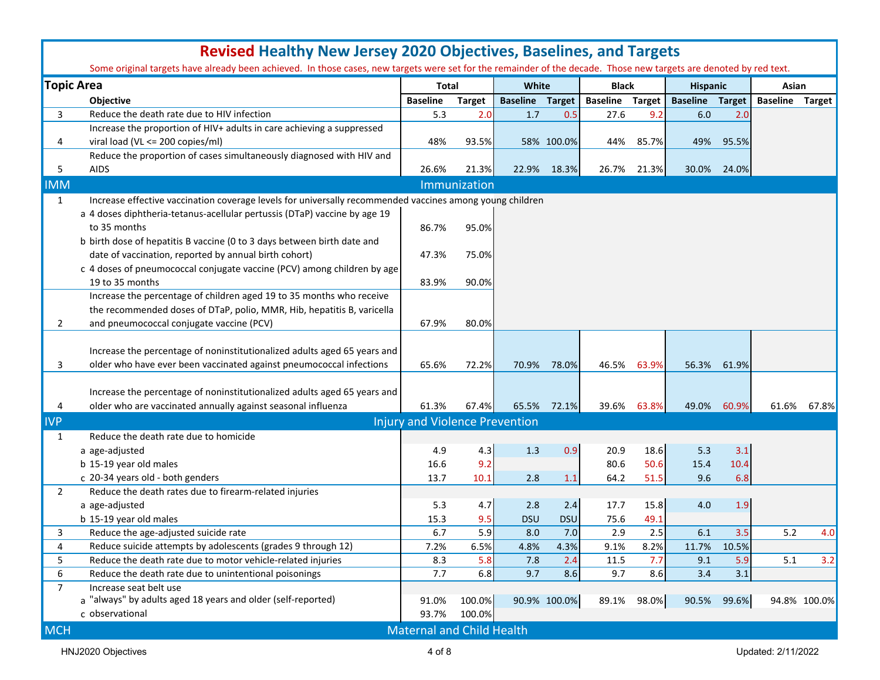# **Revised** Healthy New Jersey 2020 Objectives, Baselines, and Targets

Some original targets have already been achieved. In those cases, new targets were set for the remainder of the decade. Those new targets are denoted by red text.

| Topic Area | | Total | | White | | Black | | Hispanic | | Asian | |
|---|---|---|---|---|---|---|---|---|---|---|---|
| | Objective | Baseline | Target | Baseline | Target | Baseline | Target | Baseline | Target | Baseline | Target |
| 3 | Reduce the death rate due to HIV infection | 5.3 | 2.0 | 1.7 | 0.5 | 27.6 | 9.2 | 6.0 | 2.0 | | |
| 4 | Increase the proportion of HIV+ adults in care achieving a suppressed viral load (VL <= 200 copies/ml) | 48% | 93.5% | 58% | 100.0% | 44% | 85.7% | 49% | 95.5% | | |
| 5 | Reduce the proportion of cases simultaneously diagnosed with HIV and AIDS | 26.6% | 21.3% | 22.9% | 18.3% | 26.7% | 21.3% | 30.0% | 24.0% | | |
| **IMM** | **Immunization** | | | | | | | | | | |
| 1 | Increase effective vaccination coverage levels for universally recommended vaccines among young children | | | | | | | | | | |
| | a 4 doses diphtheria-tetanus-acellular pertussis (DTaP) vaccine by age 19 to 35 months | 86.7% | 95.0% | | | | | | | | |
| | b birth dose of hepatitis B vaccine (0 to 3 days between birth date and date of vaccination, reported by annual birth cohort) | 47.3% | 75.0% | | | | | | | | |
| | c 4 doses of pneumococcal conjugate vaccine (PCV) among children by age 19 to 35 months | 83.9% | 90.0% | | | | | | | | |
| 2 | Increase the percentage of children aged 19 to 35 months who receive the recommended doses of DTaP, polio, MMR, Hib, hepatitis B, varicella and pneumococcal conjugate vaccine (PCV) | 67.9% | 80.0% | | | | | | | | |
| 3 | Increase the percentage of noninstitutionalized adults aged 65 years and older who have ever been vaccinated against pneumococcal infections | 65.6% | 72.2% | 70.9% | 78.0% | 46.5% | 63.9% | 56.3% | 61.9% | | |
| 4 | Increase the percentage of noninstitutionalized adults aged 65 years and older who are vaccinated annually against seasonal influenza | 61.3% | 67.4% | 65.5% | 72.1% | 39.6% | 63.8% | 49.0% | 60.9% | 61.6% | 67.8% |
| **IVP** | **Injury and Violence Prevention** | | | | | | | | | | |
| 1 | Reduce the death rate due to homicide | | | | | | | | | | |
| | a age-adjusted | 4.9 | 4.3 | 1.3 | 0.9 | 20.9 | 18.6 | 5.3 | 3.1 | | |
| | b 15-19 year old males | 16.6 | 9.2 | | | 80.6 | 50.6 | 15.4 | 10.4 | | |
| | c 20-34 years old - both genders | 13.7 | 10.1 | 2.8 | 1.1 | 64.2 | 51.5 | 9.6 | 6.8 | | |
| 2 | Reduce the death rates due to firearm-related injuries | | | | | | | | | | |
| | a age-adjusted | 5.3 | 4.7 | 2.8 | 2.4 | 17.7 | 15.8 | 4.0 | 1.9 | | |
| | b 15-19 year old males | 15.3 | 9.5 | DSU | DSU | 75.6 | 49.1 | | | | |
| 3 | Reduce the age-adjusted suicide rate | 6.7 | 5.9 | 8.0 | 7.0 | 2.9 | 2.5 | 6.1 | 3.5 | 5.2 | 4.0 |
| 4 | Reduce suicide attempts by adolescents (grades 9 through 12) | 7.2% | 6.5% | 4.8% | 4.3% | 9.1% | 8.2% | 11.7% | 10.5% | | |
| 5 | Reduce the death rate due to motor vehicle-related injuries | 8.3 | 5.8 | 7.8 | 2.4 | 11.5 | 7.7 | 9.1 | 5.9 | 5.1 | 3.2 |
| 6 | Reduce the death rate due to unintentional poisonings | 7.7 | 6.8 | 9.7 | 8.6 | 9.7 | 8.6 | 3.4 | 3.1 | | |
| 7 | Increase seat belt use | | | | | | | | | | |
| | a "always" by adults aged 18 years and older (self-reported) | 91.0% | 100.0% | 90.9% | 100.0% | 89.1% | 98.0% | 90.5% | 99.6% | 94.8% | 100.0% |
| | c observational | 93.7% | 100.0% | | | | | | | | |
| **MCH** | **Maternal and Child Health** | | | | | | | | | | |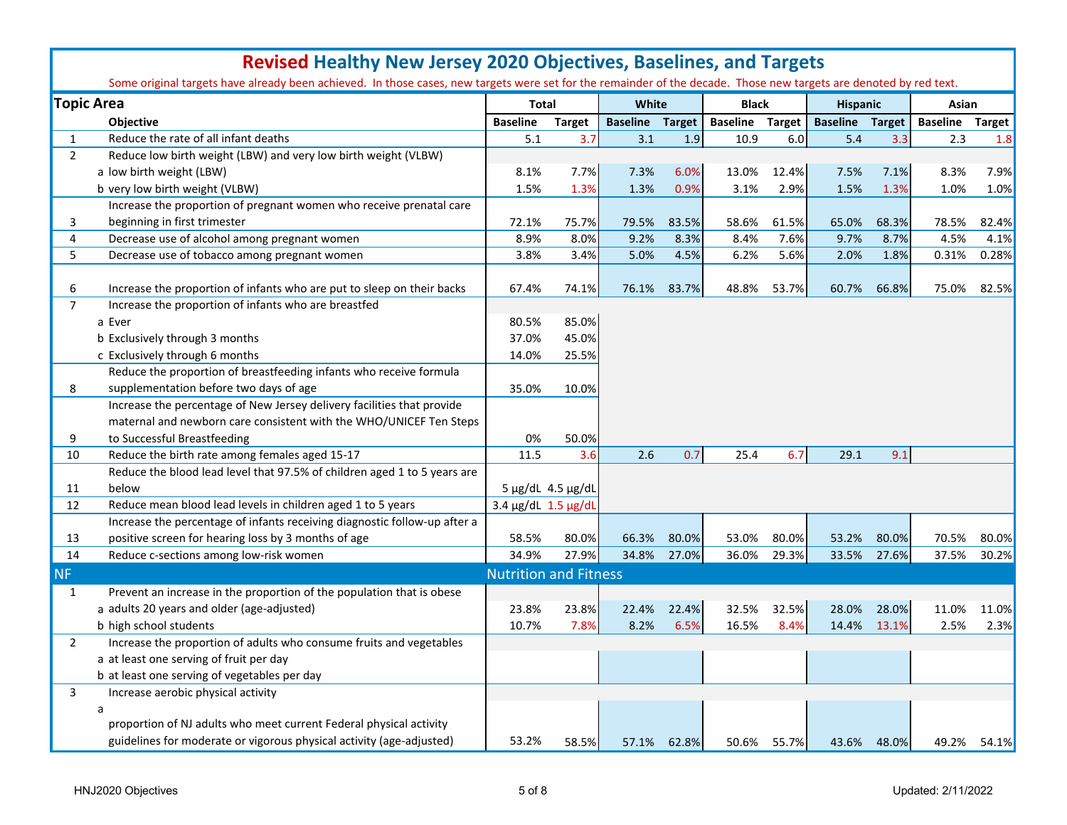# **Revised** Healthy New Jersey 2020 Objectives, Baselines, and Targets

Some original targets have already been achieved. In those cases, new targets were set for the remainder of the decade. Those new targets are denoted by red text.

| Topic Area | | Total | | White | | Black | | Hispanic | | Asian | |
|---|---|---|---|---|---|---|---|---|---|---|---|
| | **Objective** | **Baseline** | **Target** | **Baseline** | **Target** | **Baseline** | **Target** | **Baseline** | **Target** | **Baseline** | **Target** |
| 1 | Reduce the rate of all infant deaths | 5.1 | 3.7 | 3.1 | 1.9 | 10.9 | 6.0 | 5.4 | 3.3 | 2.3 | 1.8 |
| 2 | Reduce low birth weight (LBW) and very low birth weight (VLBW) | | | | | | | | | | |
| | a low birth weight (LBW) | 8.1% | 7.7% | 7.3% | 6.0% | 13.0% | 12.4% | 7.5% | 7.1% | 8.3% | 7.9% |
| | b very low birth weight (VLBW) | 1.5% | 1.3% | 1.3% | 0.9% | 3.1% | 2.9% | 1.5% | 1.3% | 1.0% | 1.0% |
| 3 | Increase the proportion of pregnant women who receive prenatal care beginning in first trimester | 72.1% | 75.7% | 79.5% | 83.5% | 58.6% | 61.5% | 65.0% | 68.3% | 78.5% | 82.4% |
| 4 | Decrease use of alcohol among pregnant women | 8.9% | 8.0% | 9.2% | 8.3% | 8.4% | 7.6% | 9.7% | 8.7% | 4.5% | 4.1% |
| 5 | Decrease use of tobacco among pregnant women | 3.8% | 3.4% | 5.0% | 4.5% | 6.2% | 5.6% | 2.0% | 1.8% | 0.31% | 0.28% |
| 6 | Increase the proportion of infants who are put to sleep on their backs | 67.4% | 74.1% | 76.1% | 83.7% | 48.8% | 53.7% | 60.7% | 66.8% | 75.0% | 82.5% |
| 7 | Increase the proportion of infants who are breastfed | | | | | | | | | | |
| | a Ever | 80.5% | 85.0% | | | | | | | | |
| | b Exclusively through 3 months | 37.0% | 45.0% | | | | | | | | |
| | c Exclusively through 6 months | 14.0% | 25.5% | | | | | | | | |
| 8 | Reduce the proportion of breastfeeding infants who receive formula supplementation before two days of age | 35.0% | 10.0% | | | | | | | | |
| 9 | Increase the percentage of New Jersey delivery facilities that provide maternal and newborn care consistent with the WHO/UNICEF Ten Steps to Successful Breastfeeding | 0% | 50.0% | | | | | | | | |
| 10 | Reduce the birth rate among females aged 15-17 | 11.5 | 3.6 | 2.6 | 0.7 | 25.4 | 6.7 | 29.1 | 9.1 | | |
| 11 | Reduce the blood lead level that 97.5% of children aged 1 to 5 years are below | 5 µg/dL | 4.5 µg/dL | | | | | | | | |
| 12 | Reduce mean blood lead levels in children aged 1 to 5 years | 3.4 µg/dL | 1.5 µg/dL | | | | | | | | |
| 13 | Increase the percentage of infants receiving diagnostic follow-up after a positive screen for hearing loss by 3 months of age | 58.5% | 80.0% | 66.3% | 80.0% | 53.0% | 80.0% | 53.2% | 80.0% | 70.5% | 80.0% |
| 14 | Reduce c-sections among low-risk women | 34.9% | 27.9% | 34.8% | 27.0% | 36.0% | 29.3% | 33.5% | 27.6% | 37.5% | 30.2% |
| **NF** | **Nutrition and Fitness** | | | | | | | | | | |
| 1 | Prevent an increase in the proportion of the population that is obese | | | | | | | | | | |
| | a adults 20 years and older (age-adjusted) | 23.8% | 23.8% | 22.4% | 22.4% | 32.5% | 32.5% | 28.0% | 28.0% | 11.0% | 11.0% |
| | b high school students | 10.7% | 7.8% | 8.2% | 6.5% | 16.5% | 8.4% | 14.4% | 13.1% | 2.5% | 2.3% |
| 2 | Increase the proportion of adults who consume fruits and vegetables | | | | | | | | | | |
| | a at least one serving of fruit per day | | | | | | | | | | |
| | b at least one serving of vegetables per day | | | | | | | | | | |
| 3 | Increase aerobic physical activity | | | | | | | | | | |
| | a proportion of NJ adults who meet current Federal physical activity guidelines for moderate or vigorous physical activity (age-adjusted) | 53.2% | 58.5% | 57.1% | 62.8% | 50.6% | 55.7% | 43.6% | 48.0% | 49.2% | 54.1% |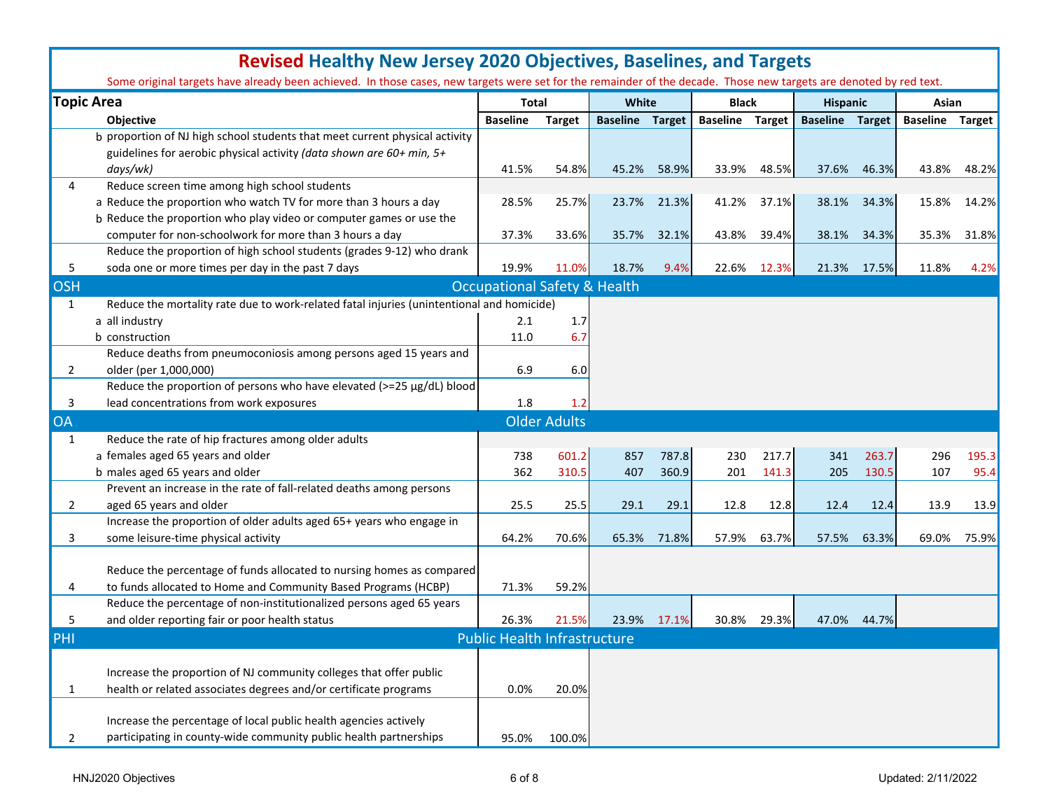# **Revised** Healthy New Jersey 2020 Objectives, Baselines, and Targets

Some original targets have already been achieved. In those cases, new targets were set for the remainder of the decade. Those new targets are denoted by red text.

| Topic Area | | Total | | White | | Black | | Hispanic | | Asian | |
|---|---|---|---|---|---|---|---|---|---|---|---|
| | Objective | Baseline | Target | Baseline | Target | Baseline | Target | Baseline | Target | Baseline | Target |
| | b proportion of NJ high school students that meet current physical activity guidelines for aerobic physical activity *(data shown are 60+ min, 5+ days/wk)* | 41.5% | 54.8% | 45.2% | 58.9% | 33.9% | 48.5% | 37.6% | 46.3% | 43.8% | 48.2% |
| 4 | Reduce screen time among high school students | | | | | | | | | | |
| | a Reduce the proportion who watch TV for more than 3 hours a day | 28.5% | 25.7% | 23.7% | 21.3% | 41.2% | 37.1% | 38.1% | 34.3% | 15.8% | 14.2% |
| | b Reduce the proportion who play video or computer games or use the computer for non-schoolwork for more than 3 hours a day | 37.3% | 33.6% | 35.7% | 32.1% | 43.8% | 39.4% | 38.1% | 34.3% | 35.3% | 31.8% |
| 5 | Reduce the proportion of high school students (grades 9-12) who drank soda one or more times per day in the past 7 days | 19.9% | 11.0% | 18.7% | 9.4% | 22.6% | 12.3% | 21.3% | 17.5% | 11.8% | 4.2% |
| **OSH** | **Occupational Safety & Health** | | | | | | | | | | |
| 1 | Reduce the mortality rate due to work-related fatal injuries (unintentional and homicide) | | | | | | | | | | |
| | a all industry | 2.1 | 1.7 | | | | | | | | |
| | b construction | 11.0 | 6.7 | | | | | | | | |
| 2 | Reduce deaths from pneumoconiosis among persons aged 15 years and older (per 1,000,000) | 6.9 | 6.0 | | | | | | | | |
| 3 | Reduce the proportion of persons who have elevated (>=25 µg/dL) blood lead concentrations from work exposures | 1.8 | 1.2 | | | | | | | | |
| **OA** | **Older Adults** | | | | | | | | | | |
| 1 | Reduce the rate of hip fractures among older adults | | | | | | | | | | |
| | a females aged 65 years and older | 738 | 601.2 | 857 | 787.8 | 230 | 217.7 | 341 | 263.7 | 296 | 195.3 |
| | b males aged 65 years and older | 362 | 310.5 | 407 | 360.9 | 201 | 141.3 | 205 | 130.5 | 107 | 95.4 |
| 2 | Prevent an increase in the rate of fall-related deaths among persons aged 65 years and older | 25.5 | 25.5 | 29.1 | 29.1 | 12.8 | 12.8 | 12.4 | 12.4 | 13.9 | 13.9 |
| 3 | Increase the proportion of older adults aged 65+ years who engage in some leisure-time physical activity | 64.2% | 70.6% | 65.3% | 71.8% | 57.9% | 63.7% | 57.5% | 63.3% | 69.0% | 75.9% |
| 4 | Reduce the percentage of funds allocated to nursing homes as compared to funds allocated to Home and Community Based Programs (HCBP) | 71.3% | 59.2% | | | | | | | | |
| 5 | Reduce the percentage of non-institutionalized persons aged 65 years and older reporting fair or poor health status | 26.3% | 21.5% | 23.9% | 17.1% | 30.8% | 29.3% | 47.0% | 44.7% | | |
| **PHI** | **Public Health Infrastructure** | | | | | | | | | | |
| 1 | Increase the proportion of NJ community colleges that offer public health or related associates degrees and/or certificate programs | 0.0% | 20.0% | | | | | | | | |
| 2 | Increase the percentage of local public health agencies actively participating in county-wide community public health partnerships | 95.0% | 100.0% | | | | | | | | |

Updated: 2/11/2022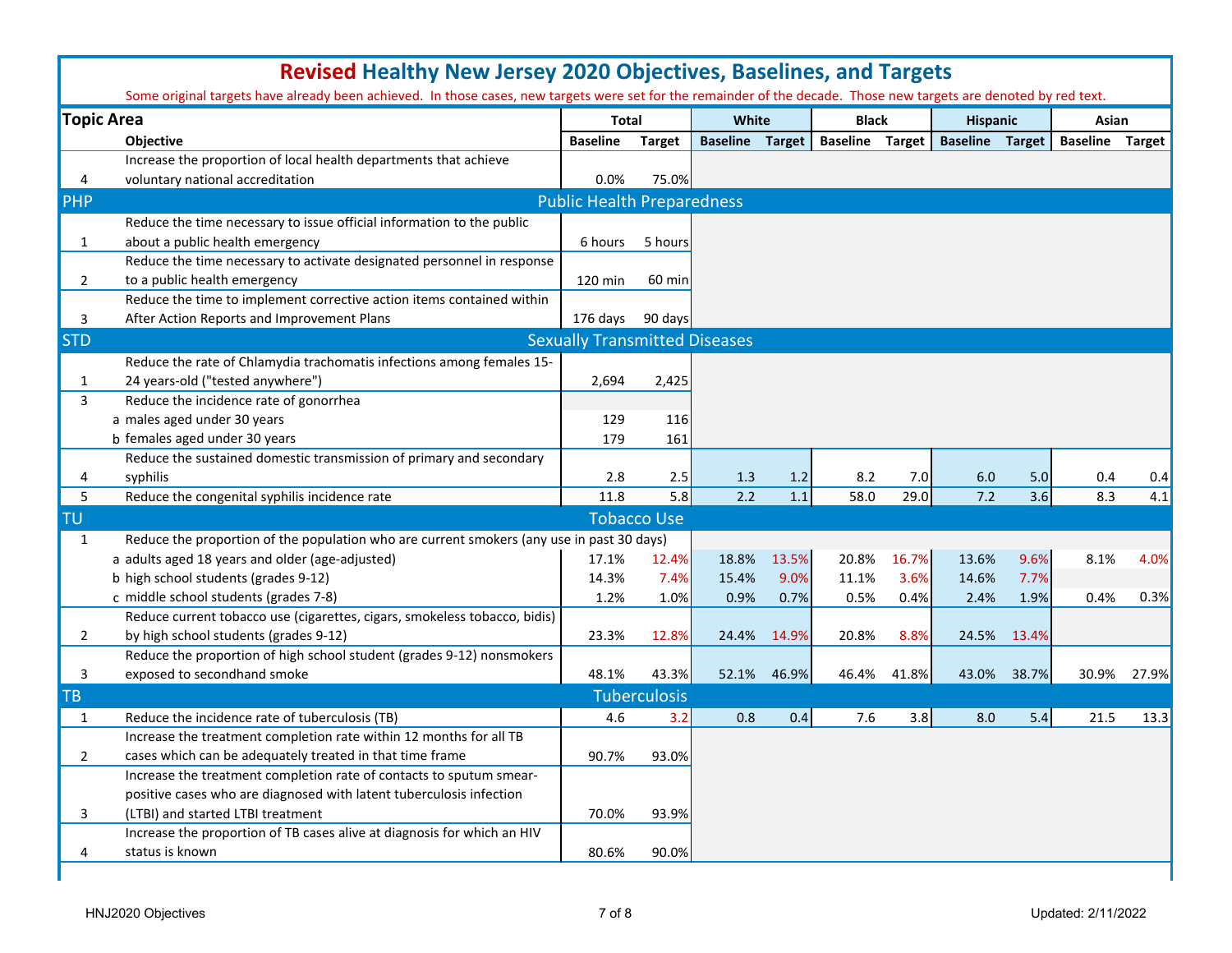# Revised Healthy New Jersey 2020 Objectives, Baselines, and Targets

Some original targets have already been achieved. In those cases, new targets were set for the remainder of the decade. Those new targets are denoted by red text.

| Topic Area | | Total | | White | | Black | | Hispanic | | Asian | |
|---|---|---|---|---|---|---|---|---|---|---|---|
| | Objective | Baseline | Target | Baseline | Target | Baseline | Target | Baseline | Target | Baseline | Target |
| 4 | Increase the proportion of local health departments that achieve voluntary national accreditation | 0.0% | 75.0% | | | | | | | | |
| **PHP** | **Public Health Preparedness** | | | | | | | | | | |
| 1 | Reduce the time necessary to issue official information to the public about a public health emergency | 6 hours | 5 hours | | | | | | | | |
| 2 | Reduce the time necessary to activate designated personnel in response to a public health emergency | 120 min | 60 min | | | | | | | | |
| 3 | Reduce the time to implement corrective action items contained within After Action Reports and Improvement Plans | 176 days | 90 days | | | | | | | | |
| **STD** | **Sexually Transmitted Diseases** | | | | | | | | | | |
| 1 | Reduce the rate of Chlamydia trachomatis infections among females 15-24 years-old ("tested anywhere") | 2,694 | 2,425 | | | | | | | | |
| 3 | Reduce the incidence rate of gonorrhea | | | | | | | | | | |
| | a males aged under 30 years | 129 | 116 | | | | | | | | |
| | b females aged under 30 years | 179 | 161 | | | | | | | | |
| 4 | Reduce the sustained domestic transmission of primary and secondary syphilis | 2.8 | 2.5 | 1.3 | 1.2 | 8.2 | 7.0 | 6.0 | 5.0 | 0.4 | 0.4 |
| 5 | Reduce the congenital syphilis incidence rate | 11.8 | 5.8 | 2.2 | 1.1 | 58.0 | 29.0 | 7.2 | 3.6 | 8.3 | 4.1 |
| **TU** | **Tobacco Use** | | | | | | | | | | |
| 1 | Reduce the proportion of the population who are current smokers (any use in past 30 days) | | | | | | | | | | |
| | a adults aged 18 years and older (age-adjusted) | 17.1% | 12.4% | 18.8% | 13.5% | 20.8% | 16.7% | 13.6% | 9.6% | 8.1% | 4.0% |
| | b high school students (grades 9-12) | 14.3% | 7.4% | 15.4% | 9.0% | 11.1% | 3.6% | 14.6% | 7.7% | | |
| | c middle school students (grades 7-8) | 1.2% | 1.0% | 0.9% | 0.7% | 0.5% | 0.4% | 2.4% | 1.9% | 0.4% | 0.3% |
| 2 | Reduce current tobacco use (cigarettes, cigars, smokeless tobacco, bidis) by high school students (grades 9-12) | 23.3% | 12.8% | 24.4% | 14.9% | 20.8% | 8.8% | 24.5% | 13.4% | | |
| 3 | Reduce the proportion of high school student (grades 9-12) nonsmokers exposed to secondhand smoke | 48.1% | 43.3% | 52.1% | 46.9% | 46.4% | 41.8% | 43.0% | 38.7% | 30.9% | 27.9% |
| **TB** | **Tuberculosis** | | | | | | | | | | |
| 1 | Reduce the incidence rate of tuberculosis (TB) | 4.6 | 3.2 | 0.8 | 0.4 | 7.6 | 3.8 | 8.0 | 5.4 | 21.5 | 13.3 |
| 2 | Increase the treatment completion rate within 12 months for all TB cases which can be adequately treated in that time frame | 90.7% | 93.0% | | | | | | | | |
| 3 | Increase the treatment completion rate of contacts to sputum smear-positive cases who are diagnosed with latent tuberculosis infection (LTBI) and started LTBI treatment | 70.0% | 93.9% | | | | | | | | |
| 4 | Increase the proportion of TB cases alive at diagnosis for which an HIV status is known | 80.6% | 90.0% | | | | | | | | |

Updated: 2/11/2022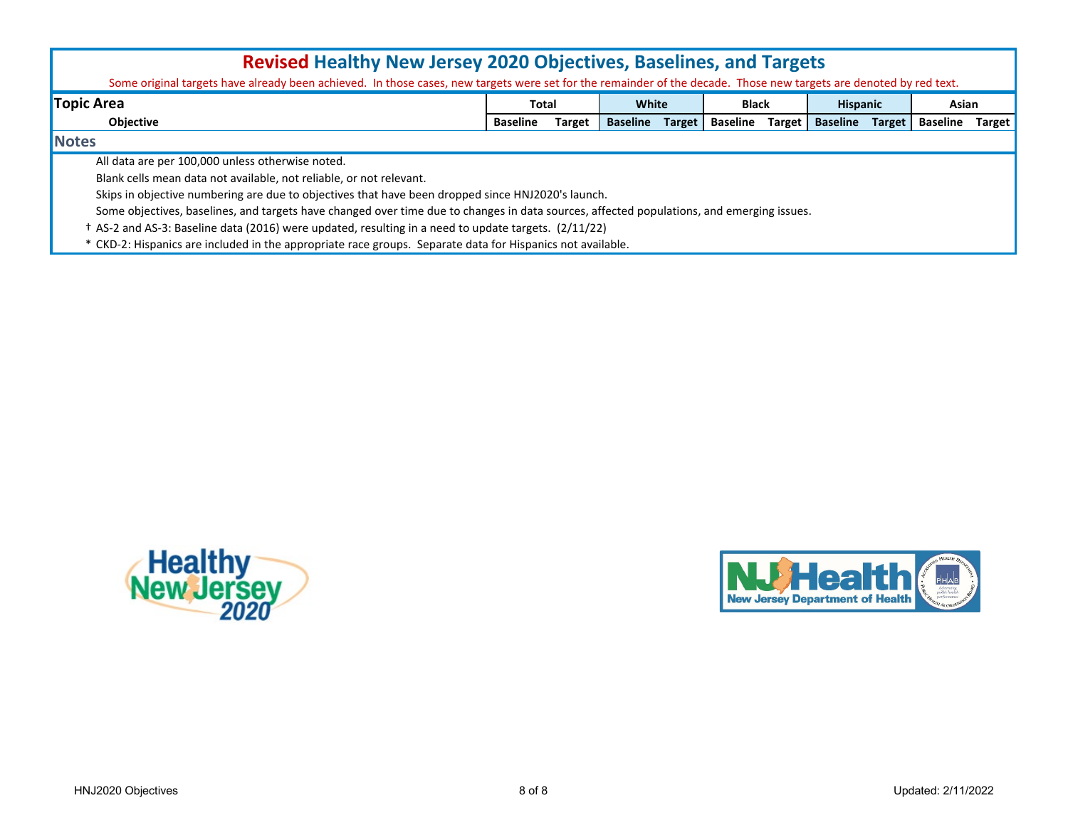# Revised Healthy New Jersey 2020 Objectives, Baselines, and Targets

Some original targets have already been achieved. In those cases, new targets were set for the remainder of the decade. Those new targets are denoted by red text.

| Topic Area | Total | | White | | Black | | Hispanic | | Asian | |
|---|---|---|---|---|---|---|---|---|---|---|
| Objective | Baseline | Target | Baseline | Target | Baseline | Target | Baseline | Target | Baseline | Target |

## Notes

All data are per 100,000 unless otherwise noted.

Blank cells mean data not available, not reliable, or not relevant.

Skips in objective numbering are due to objectives that have been dropped since HNJ2020's launch.

Some objectives, baselines, and targets have changed over time due to changes in data sources, affected populations, and emerging issues.

† AS-2 and AS-3: Baseline data (2016) were updated, resulting in a need to update targets. (2/11/22)

* CKD-2: Hispanics are included in the appropriate race groups. Separate data for Hispanics not available.